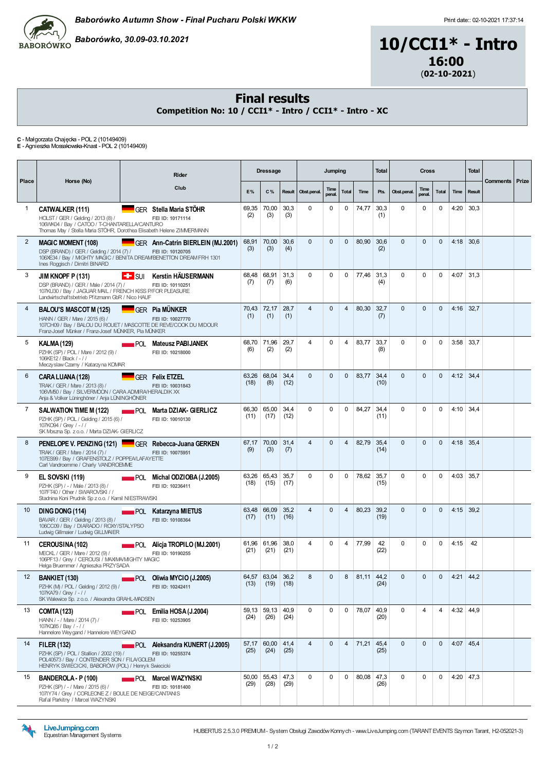*Baborówko Autumn Show - Finał Pucharu Polski WKKW*

*Baborówko, 30.09-03.10.2021*

Print date:: 02-10-2021 17:37:14

# 10/CCI1* - Intro

**16:00**

**(02-10-2021)**

## Final results

**Competition No: 10 / CCI1* - Intro / CCI1* - Intro - XC**

**C** - Małgorzata Chajęcka - POL 2 (10149409)
**E** - Agnieszka Mossakowska-Knast - POL 2 (10149409)

| Place | Horse (No) | Rider / Club | Dressage | | | Jumping | | | | Total | Cross | | | | Total | Comments | Prize |
|---|---|---|---|---|---|---|---|---|---|---|---|---|---|---|---|---|---|
| | | | E% | C% | Result | Obst.penal. | Time penal. | Total | Time | Pts. | Obst.penal. | Time penal. | Total | Time | Result | | |
| 1 | **CATWALKER (111)** HOLST / GER / Gelding / 2013 (8) / 106WK04 / Bay / CATOO / T-CHANTARELLA/CANTURO Thomas May / Stella Maria STÖHR, Dorothea Elisabeth Helene ZIMMERMANN | GER **Stella Maria STÖHR** FEI ID: 10171114 | 69,35 (2) | 70,00 (3) | 30,3 (3) | 0 | 0 | 0 | 74,77 | 30,3 (1) | 0 | 0 | 0 | 4:20 | 30,3 | | |
| 2 | **MAGIC MOMENT (108)** DSP (BRAND) / GER / Gelding / 2014 (7) / 106XE34 / Bay / MIGHTY MAGIC / BENITA DREAM/BENETTON DREAM FRH 1301 Ines Roggisch / Dimitri BINARD | GER **Ann-Catrin BIERLEIN (MJ.2001)** FEI ID: 10120705 | 68,91 (3) | 70,00 (3) | 30,6 (4) | 0 | 0 | 0 | 80,90 | 30,6 (2) | 0 | 0 | 0 | 4:18 | 30,6 | | |
| 3 | **JIM KNOPF P (131)** DSP (BRAND) / GER / Male / 2014 (7) / 107KU30 / Bay / JAGUAR MAIL / FRENCH KISS P/FOR PLEASURE Landwirtschaftsbetrieb Pfitzmann GbR / Nico HAUF | SUI **Kerstin HÄUSERMANN** FEI ID: 10110251 | 68,48 (7) | 68,91 (7) | 31,3 (6) | 0 | 0 | 0 | 77,46 | 31,3 (4) | 0 | 0 | 0 | 4:07 | 31,3 | | |
| 4 | **BALOU'S MASCOT M (125)** HANN / GER / Mare / 2015 (6) / 107CH09 / Bay / BALOU DU ROUET / MASCOTTE DE REVE/COOK DU MIDOUR Franz-Josef Münker / Franz-Josef MÜNKER, Pia MÜNKER | GER **Pia MÜNKER** FEI ID: 10027770 | 70,43 (1) | 72,17 (1) | 28,7 (1) | 4 | 0 | 4 | 80,30 | 32,7 (7) | 0 | 0 | 0 | 4:16 | 32,7 | | |
| 5 | **KALMA (129)** PZHK (SP) / POL / Mare / 2012 (9) / 106KE12 / Black / - / / Meczyslaw Czarny / Katarzyna KOMAR | POL **Mateusz PABIJANEK** FEI ID: 10218000 | 68,70 (6) | 71,96 (2) | 29,7 (2) | 4 | 0 | 4 | 83,77 | 33,7 (8) | 0 | 0 | 0 | 3:58 | 33,7 | | |
| 6 | **CARA LUANA (128)** TRAK / GER / Mare / 2013 (8) / 106VM50 / Bay / SILVERMOON / CARA ADMIRA/HERALDIK XX Anja & Volker Lüninghöner / Anja LÜNINGHÖNER | GER **Felix ETZEL** FEI ID: 10031843 | 63,26 (18) | 68,04 (8) | 34,4 (12) | 0 | 0 | 0 | 83,77 | 34,4 (10) | 0 | 0 | 0 | 4:12 | 34,4 | | |
| 7 | **SALWATION TIME M (122)** PZHK (SP) / POL / Gelding / 2015 (6) / 107KO94 / Grey / - / / SK Moszna Sp. z o.o. / Marta DZIAK- GIERLICZ | POL **Marta DZIAK- GIERLICZ** FEI ID: 10010130 | 66,30 (11) | 65,00 (17) | 34,4 (12) | 0 | 0 | 0 | 84,27 | 34,4 (11) | 0 | 0 | 0 | 4:10 | 34,4 | | |
| 8 | **PENELOPE V. PENZING (121)** TRAK / GER / Mare / 2014 (7) / 107ES99 / Bay / GRAFENSTOLZ / POPPEA/LAFAYETTE Carl Vandroemme / Charly VANDROEMME | GER **Rebecca-Juana GERKEN** FEI ID: 10075951 | 67,17 (9) | 70,00 (3) | 31,4 (7) | 4 | 0 | 4 | 82,79 | 35,4 (14) | 0 | 0 | 0 | 4:18 | 35,4 | | |
| 9 | **EL SOVSKI (119)** PZHK (SP) / - / Male / 2013 (8) / 107FT40 / Other / SWAROVSKI / / Stadnina Koni Prudnik Sp z o.o. / Kamil NIESTRAWSKI | POL **Michal ODZIOBA (J.2005)** FEI ID: 10236411 | 63,26 (18) | 65,43 (15) | 35,7 (17) | 0 | 0 | 0 | 78,62 | 35,7 (15) | 0 | 0 | 0 | 4:03 | 35,7 | | |
| 10 | **DING DONG (114)** BAVAR / GER / Gelding / 2013 (8) / 106CC09 / Bay / DIARADO / ROXY/STALYPSO Ludwig Gillmaier / Ludwig GILLMAIER | POL **Katarzyna MIETUS** FEI ID: 10108364 | 63,48 (17) | 66,09 (11) | 35,2 (16) | 4 | 0 | 4 | 80,23 | 39,2 (19) | 0 | 0 | 0 | 4:15 | 39,2 | | |
| 11 | **CEROUSINA (102)** MECKL / GER / Mare / 2012 (9) / 106PF13 / Grey / CEROUSI / MAXIMA/MIGHTY MAGIC Helga Bruemmer / Agnieszka PRZYSADA | POL **Alicja TROPILO (MJ.2001)** FEI ID: 10190255 | 61,96 (21) | 61,96 (21) | 38,0 (21) | 4 | 0 | 4 | 77,99 | 42 (22) | 0 | 0 | 0 | 4:15 | 42 | | |
| 12 | **BANKIET (130)** PZHK (M) / POL / Gelding / 2012 (9) / 107KA79 / Grey / - / / SK Walewice Sp. z o.o. / Alexandra GRAHL-MADSEN | POL **Oliwia MYCIO (J.2005)** FEI ID: 10242411 | 64,57 (13) | 63,04 (19) | 36,2 (18) | 8 | 0 | 8 | 81,11 | 44,2 (24) | 0 | 0 | 0 | 4:21 | 44,2 | | |
| 13 | **COMTA (123)** HANN / - / Mare / 2014 (7) / 107KQ65 / Bay / - / / Hannelore Weygand / Hannelore WEYGAND | POL **Emilia HOSA (J.2004)** FEI ID: 10253905 | 59,13 (24) | 59,13 (26) | 40,9 (24) | 0 | 0 | 0 | 78,07 | 40,9 (20) | 0 | 4 | 4 | 4:32 | 44,9 | | |
| 14 | **FILER (132)** PZHK (SP) / POL / Stallion / 2002 (19) / POL40573 / Bay / CONTENDER SON / FILA/GOLEM HENRYK SWIECICKI, BABORÓW (POL) / Henryk Swiecicki | POL **Aleksandra KUNERT (J.2005)** FEI ID: 10255374 | 57,17 (25) | 60,00 (24) | 41,4 (25) | 4 | 0 | 4 | 71,21 | 45,4 (25) | 0 | 0 | 0 | 4:07 | 45,4 | | |
| 15 | **BANDEROLA - P (100)** PZHK (SP) / - / Mare / 2015 (6) / 107IY74 / Grey / CORLEONE Z / BOULE DE NEIGE/CANTANIS Rafal Parkitny / Marcel WAZYNSKI | POL **Marcel WAZYNSKI** FEI ID: 10181400 | 50,00 (29) | 55,43 (28) | 47,3 (29) | 0 | 0 | 0 | 80,08 | 47,3 (26) | 0 | 0 | 0 | 4:20 | 47,3 | | |

LiveJumping.com Equestrian Management Systems

HUBERTUS 2.5.3.0 PREMIUM - System Obsługi Zawodów Konnych - www.LiveJumping.com (TARANT EVENTS Szymon Tarant, H2-052021-3)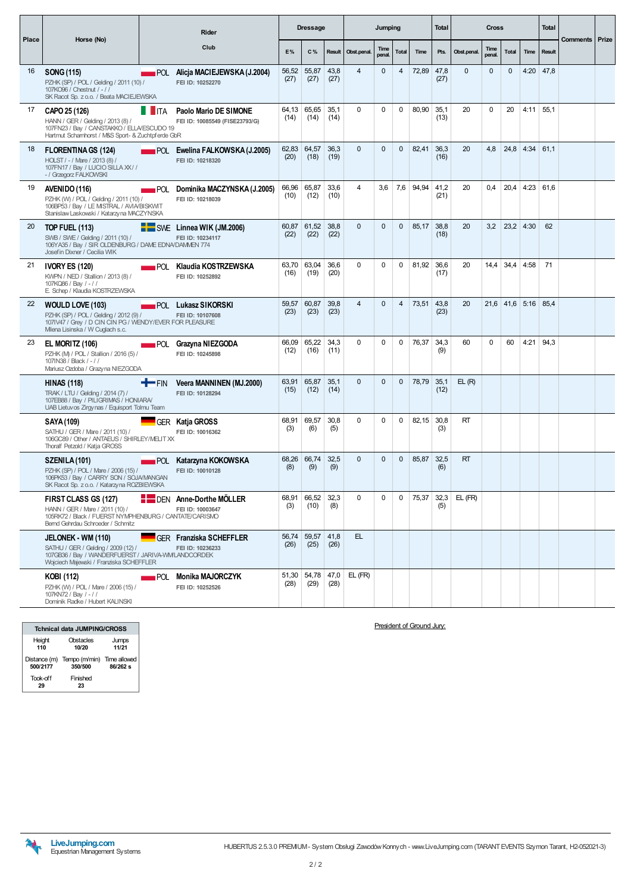| Place | Horse (No) | Rider / Club | Dressage | | | Jumping | | | | Total | Cross | | | | Total | Comments | Prize |
|---|---|---|---|---|---|---|---|---|---|---|---|---|---|---|---|---|---|
| | | | E % | C % | Result | Obst.penal. | Time penal. | Total | Time | Pts. | Obst.penal. | Time penal. | Total | Time | Result | | |
| 16 | **SONG (115)**<br>PZHK (SP) / POL / Gelding / 2011 (10) /<br>107KO96 / Chestnut / - / /<br>SK Racot Sp. z o.o. / Beata MACIEJEWSKA | POL **Alicja MACIEJEWSKA (J.2004)**<br>FEI ID: 10252270 | 56,52 (27) | 55,87 (27) | 43,8 (27) | 4 | 0 | 4 | 72,89 | 47,8 (27) | 0 | 0 | 0 | 4:20 | 47,8 | | |
| 17 | **CAPO 25 (126)**<br>HANN / GER / Gelding / 2013 (8) /<br>107FN23 / Bay / CANSTAKKO / ELLA/ESCUDO 19<br>Hartmut Scharnhorst / M&S Sport- & Zuchtpferde GbR | ITA **Paolo Mario DE SIMONE**<br>FEI ID: 10085549 (FISE23793/G) | 64,13 (14) | 65,65 (14) | 35,1 (14) | 0 | 0 | 0 | 80,90 | 35,1 (13) | 20 | 0 | 20 | 4:11 | 55,1 | | |
| 18 | **FLORENTINA GS (124)**<br>HOLST / - / Mare / 2013 (8) /<br>107FN17 / Bay / LUCIO SILLA XX / /<br>- / Grzegorz FALKOWSKI | POL **Ewelina FALKOWSKA (J.2005)**<br>FEI ID: 10218320 | 62,83 (20) | 64,57 (18) | 36,3 (19) | 0 | 0 | 0 | 82,41 | 36,3 (16) | 20 | 4,8 | 24,8 | 4:34 | 61,1 | | |
| 19 | **AVENIDO (116)**<br>PZHK (W) / POL / Gelding / 2011 (10) /<br>106BP53 / Bay / LE MISTRAL / AVIA/BISKWIT<br>Stanisław Laskowski / Katarzyna MACZYNSKA | POL **Dominika MACZYNSKA (J.2005)**<br>FEI ID: 10218039 | 66,96 (10) | 65,87 (12) | 33,6 (10) | 4 | 3,6 | 7,6 | 94,94 | 41,2 (21) | 20 | 0,4 | 20,4 | 4:23 | 61,6 | | |
| 20 | **TOP FUEL (113)**<br>SWB / SWE / Gelding / 2011 (10) /<br>106YA35 / Bay / SIR OLDENBURG / DAME EDNA/DAMMEN 774<br>Josefin Dixner / Cecilia WIK | SWE **Linnea WIK (JM.2006)**<br>FEI ID: 10234117 | 60,87 (22) | 61,52 (22) | 38,8 (22) | 0 | 0 | 0 | 85,17 | 38,8 (18) | 20 | 3,2 | 23,2 | 4:30 | 62 | | |
| 21 | **IVORY ES (120)**<br>KWPN / NED / Stallion / 2013 (8) /<br>107KQ86 / Bay / - / /<br>E. Schep / Klaudia KOSTRZEWSKA | POL **Klaudia KOSTRZEWSKA**<br>FEI ID: 10252892 | 63,70 (16) | 63,04 (19) | 36,6 (20) | 0 | 0 | 0 | 81,92 | 36,6 (17) | 20 | 14,4 | 34,4 | 4:58 | 71 | | |
| 22 | **WOULD LOVE (103)**<br>PZHK (SP) / POL / Gelding / 2012 (9) /<br>107IV47 / Grey / D CIN CIN PG / WENDY/EVER FOR PLEASURE<br>Milena Lisinska / W Cuglach s.c. | POL **Lukasz SIKORSKI**<br>FEI ID: 10107608 | 59,57 (23) | 60,87 (23) | 39,8 (23) | 4 | 0 | 4 | 73,51 | 43,8 (23) | 20 | 21,6 | 41,6 | 5:16 | 85,4 | | |
| 23 | **EL MORITZ (106)**<br>PZHK (M) / POL / Stallion / 2016 (5) /<br>107IN38 / Black / - / /<br>Mariusz Ozdoba / Grazyna NIEZGODA | POL **Grazyna NIEZGODA**<br>FEI ID: 10245898 | 66,09 (12) | 65,22 (16) | 34,3 (11) | 0 | 0 | 0 | 76,37 | 34,3 (9) | 60 | 0 | 60 | 4:21 | 94,3 | | |
| | **HINAS (118)**<br>TRAK / LTU / Gelding / 2014 (7) /<br>107EB88 / Bay / PILIGRIMAS / HONIARA/<br>UAB Lietuvos Zirgynas / Equisport Tolmu Team | FIN **Veera MANNINEN (MJ.2000)**<br>FEI ID: 10128294 | 63,91 (15) | 65,87 (12) | 35,1 (14) | 0 | 0 | 0 | 78,79 | 35,1 (12) | EL (R) | | | | | | |
| | **SAYA (109)**<br>SATHU / GER / Mare / 2011 (10) /<br>106GC89 / Other / ANTAEUS / SHIRLEY/MELIT XX<br>Thoralf Petzold / Katja GROSS | GER **Katja GROSS**<br>FEI ID: 10016362 | 68,91 (3) | 69,57 (6) | 30,8 (5) | 0 | 0 | 0 | 82,15 | 30,8 (3) | RT | | | | | | |
| | **SZENILA (101)**<br>PZHK (SP) / POL / Mare / 2006 (15) /<br>106PK53 / Bay / CARRY SON / SOJA/MANGAN<br>SK Racot Sp. z o.o. / Katarzyna ROZBIEWSKA | POL **Katarzyna KOKOWSKA**<br>FEI ID: 10010128 | 68,26 (8) | 66,74 (9) | 32,5 (9) | 0 | 0 | 0 | 85,87 | 32,5 (6) | RT | | | | | | |
| | **FIRST CLASS GS (127)**<br>HANN / GER / Mare / 2011 (10) /<br>105RK72 / Black / FUERST NYMPHENBURG / CANTATE/CARISMO<br>Bernd Gehrdau Schroeder / Schmitz | DEN **Anne-Dorthe MÖLLER**<br>FEI ID: 10003647 | 68,91 (3) | 66,52 (10) | 32,3 (8) | 0 | 0 | 0 | 75,37 | 32,3 (5) | EL (FR) | | | | | | |
| | **JELONEK - WM (110)**<br>SATHU / GER / Gelding / 2009 (12) /<br>107GB36 / Bay / WANDERFUERST / JARIVA-WM/LANDCORDEK<br>Wojciech Majewski / Franziska SCHEFFLER | GER **Franziska SCHEFFLER**<br>FEI ID: 10236233 | 56,74 (26) | 59,57 (25) | 41,8 (26) | EL | | | | | | | | | | | |
| | **KOBI (112)**<br>PZHK (W) / POL / Mare / 2006 (15) /<br>107KN72 / Bay / - / /<br>Dominik Radke / Hubert KALINSKI | POL **Monika MAJORCZYK**<br>FEI ID: 10252526 | 51,30 (28) | 54,78 (29) | 47,0 (28) | EL (FR) | | | | | | | | | | | |

| Tchnical data JUMPING/CROSS | | |
|---|---|---|
| Height<br>**110** | Obstacles<br>**10/20** | Jumps<br>**11/21** |
| Distance (m)<br>**500/2177** | Tempo (m/min)<br>**350/500** | Time allowed<br>**86/262 s** |
| Took-off<br>**29** | Finished<br>**23** | |

President of Ground Jury:

LiveJumping.com
Equestrian Management Systems

HUBERTUS 2.5.3.0 PREMIUM - System Obslugi Zawodów Konnych - www.LiveJumping.com (TARANT EVENTS Szymon Tarant, H2-052021-3)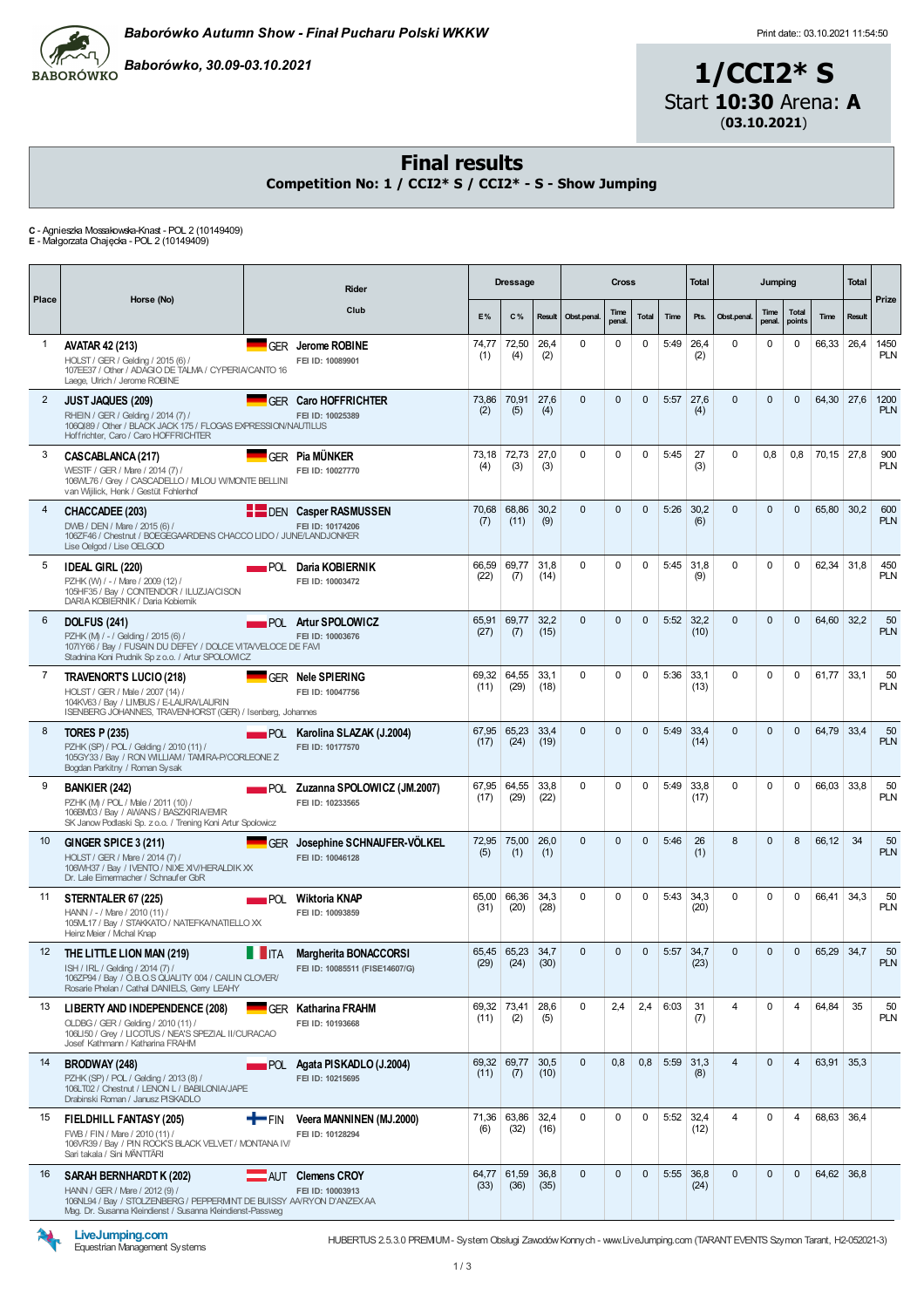**Baborówko Autumn Show - Finał Pucharu Polski WKKW**

**Baborówko, 30.09-03.10.2021**

# 1/CCI2* S

Start **10:30** Arena: **A**

(**03.10.2021**)

## Final results

**Competition No: 1 / CCI2* S / CCI2* - S - Show Jumping**

**C** - Agnieszka Mossakowska-Knast - POL 2 (10149409)
**E** - Małgorzata Chajęcka - POL 2 (10149409)

| Place | Horse (No) | Rider / Club | Dressage E% | Dressage C% | Dressage Result | Cross Obst.penal. | Cross Time penal. | Cross Total | Cross Time | Total Pts. | Jumping Obst.penal. | Jumping Time penal. | Jumping Total points | Jumping Time | Total Result | Prize |
|---|---|---|---|---|---|---|---|---|---|---|---|---|---|---|---|---|
| 1 | **AVATAR 42 (213)** HOLST / GER / Gelding / 2015 (6) / 107EE37 / Other / ADAGIO DE TALMA / CYPERIA/CANTO 16 Laege, Ulrich / Jerome ROBINE | GER **Jerome ROBINE** FEI ID: 10089901 | 74,77 (1) | 72,50 (4) | 26,4 (2) | 0 | 0 | 0 | 5:49 | 26,4 (2) | 0 | 0 | 0 | 66,33 | 26,4 | 1450 PLN |
| 2 | **JUST JAQUES (209)** RHEIN / GER / Gelding / 2014 (7) / 106QI89 / Other / BLACK JACK 175 / FLOGAS EXPRESSION/NAUTILUS Hoffrichter, Caro / Caro HOFFRICHTER | GER **Caro HOFFRICHTER** FEI ID: 10025389 | 73,86 (2) | 70,91 (5) | 27,6 (4) | 0 | 0 | 0 | 5:57 | 27,6 (4) | 0 | 0 | 0 | 64,30 | 27,6 | 1200 PLN |
| 3 | **CASCABLANCA (217)** WESTF / GER / Mare / 2014 (7) / 106WL76 / Grey / CASCADELLO / MILOU W/MONTE BELLINI van Wijilick, Henk / Gestüt Fohlenhof | GER **Pia MÜNKER** FEI ID: 10027770 | 73,18 (4) | 72,73 (3) | 27,0 (3) | 0 | 0 | 0 | 5:45 | 27 (3) | 0 | 0,8 | 0,8 | 70,15 | 27,8 | 900 PLN |
| 4 | **CHACCADEE (203)** DWB / DEN / Mare / 2015 (6) / 106ZF46 / Chestnut / BOEGEGAARDENS CHACCO LIDO / JUNE/LANDJONKER Lise Oelgod / Lise OELGOD | DEN **Casper RASMUSSEN** FEI ID: 10174206 | 70,68 (7) | 68,86 (11) | 30,2 (9) | 0 | 0 | 0 | 5:26 | 30,2 (6) | 0 | 0 | 0 | 65,80 | 30,2 | 600 PLN |
| 5 | **IDEAL GIRL (220)** PZHK (W) / - / Mare / 2009 (12) / 105HF35 / Bay / CONTENDOR / ILUZJA/CISON DARIA KOBIERNIK / Daria Kobiernik | POL **Daria KOBIERNIK** FEI ID: 10003472 | 66,59 (22) | 69,77 (7) | 31,8 (14) | 0 | 0 | 0 | 5:45 | 31,8 (9) | 0 | 0 | 0 | 62,34 | 31,8 | 450 PLN |
| 6 | **DOLFUS (241)** PZHK (M) / - / Gelding / 2015 (6) / 107IY66 / Bay / FUSAIN DU DEFEY / DOLCE VITA/VELOCE DE FAVI Stadnina Koni Prudnik Sp z o.o. / Artur SPOLOWICZ | POL **Artur SPOLOWICZ** FEI ID: 10003676 | 65,91 (27) | 69,77 (7) | 32,2 (15) | 0 | 0 | 0 | 5:52 | 32,2 (10) | 0 | 0 | 0 | 64,60 | 32,2 | 50 PLN |
| 7 | **TRAVENORT'S LUCIO (218)** HOLST / GER / Male / 2007 (14) / 104KV63 / Bay / LIMBUS / E-LAURA/LAURIN ISENBERG JOHANNES, TRAVENHORST (GER) / Isenberg, Johannes | GER **Nele SPIERING** FEI ID: 10047756 | 69,32 (11) | 64,55 (29) | 33,1 (18) | 0 | 0 | 0 | 5:36 | 33,1 (13) | 0 | 0 | 0 | 61,77 | 33,1 | 50 PLN |
| 8 | **TORES P (235)** PZHK (SP) / POL / Gelding / 2010 (11) / 105GY33 / Bay / RON WILLIAM / TAMIRA-P/CORLEONE Z Bogdan Parkitny / Roman Sysak | POL **Karolina SLAZAK (J.2004)** FEI ID: 10177570 | 67,95 (17) | 65,23 (24) | 33,4 (19) | 0 | 0 | 0 | 5:49 | 33,4 (14) | 0 | 0 | 0 | 64,79 | 33,4 | 50 PLN |
| 9 | **BANKIER (242)** PZHK (M) / POL / Male / 2011 (10) / 106BM03 / Bay / AWANS / BASZKIRIA/EMIR SK Janow Podlaski Sp. z o.o. / Trening Koni Artur Spolowicz | POL **Zuzanna SPOLOWICZ (JM.2007)** FEI ID: 10233565 | 67,95 (17) | 64,55 (29) | 33,8 (22) | 0 | 0 | 0 | 5:49 | 33,8 (17) | 0 | 0 | 0 | 66,03 | 33,8 | 50 PLN |
| 10 | **GINGER SPICE 3 (211)** HOLST / GER / Mare / 2014 (7) / 106WH37 / Bay / IVENTO / NIXE XIV/HERALDIK XX Dr. Lale Eimermacher / Schnaufer GbR | GER **Josephine SCHNAUFER-VÖLKEL** FEI ID: 10046128 | 72,95 (5) | 75,00 (1) | 26,0 (1) | 0 | 0 | 0 | 5:46 | 26 (1) | 8 | 0 | 8 | 66,12 | 34 | 50 PLN |
| 11 | **STERNTALER 67 (225)** HANN / - / Mare / 2010 (11) / 105ML17 / Bay / STAKKATO / NATEFKA/NATIELLO XX Heinz Meier / Michal Knap | POL **Wiktoria KNAP** FEI ID: 10093859 | 65,00 (31) | 66,36 (20) | 34,3 (28) | 0 | 0 | 0 | 5:43 | 34,3 (20) | 0 | 0 | 0 | 66,41 | 34,3 | 50 PLN |
| 12 | **THE LITTLE LION MAN (219)** ISH / IRL / Gelding / 2014 (7) / 106ZP94 / Bay / O.B.O.S QUALITY 004 / CAILIN CLOVER/ Rosarie Phelan / Cathal DANIELS, Gerry LEAHY | ITA **Margherita BONACCORSI** FEI ID: 10085511 (FISE14607/G) | 65,45 (29) | 65,23 (24) | 34,7 (30) | 0 | 0 | 0 | 5:57 | 34,7 (23) | 0 | 0 | 0 | 65,29 | 34,7 | 50 PLN |
| 13 | **LIBERTY AND INDEPENDENCE (208)** OLDBG / GER / Gelding / 2010 (11) / 106LI50 / Grey / LICOTUS / NEA'S SPEZIAL II/CURACAO Josef Kathmann / Katharina FRAHM | GER **Katharina FRAHM** FEI ID: 10193668 | 69,32 (11) | 73,41 (2) | 28,6 (5) | 0 | 2,4 | 2,4 | 6:03 | 31 (7) | 4 | 0 | 4 | 64,84 | 35 | 50 PLN |
| 14 | **BRODWAY (248)** PZHK (SP) / POL / Gelding / 2013 (8) / 106LT02 / Chestnut / LENON L / BABILONIA/JAPE Drabinski Roman / Janusz PISKADLO | POL **Agata PISKADLO (J.2004)** FEI ID: 10215695 | 69,32 (11) | 69,77 (7) | 30,5 (10) | 0 | 0,8 | 0,8 | 5:59 | 31,3 (8) | 4 | 0 | 4 | 63,91 | 35,3 | |
| 15 | **FIELDHILL FANTASY (205)** FWB / FIN / Mare / 2010 (11) / 106VR39 / Bay / PIN ROCK'S BLACK VELVET / MONTANA IV/ Sari takala / Sini MÄNTTÄRI | FIN **Veera MANNINEN (MJ.2000)** FEI ID: 10128294 | 71,36 (6) | 63,86 (32) | 32,4 (16) | 0 | 0 | 0 | 5:52 | 32,4 (12) | 4 | 0 | 4 | 68,63 | 36,4 | |
| 16 | **SARAH BERNHARDT K (202)** HANN / GER / Mare / 2012 (9) / 106NL94 / Bay / STOLZENBERG / PEPPERMINT DE BUISSY AA/RYON D'ANZEX AA Mag. Dr. Susanna Kleindienst / Susanna Kleindienst-Passweg | AUT **Clemens CROY** FEI ID: 10003913 | 64,77 (33) | 61,59 (36) | 36,8 (35) | 0 | 0 | 0 | 5:55 | 36,8 (24) | 0 | 0 | 0 | 64,62 | 36,8 | |

HUBERTUS 2.5.3.0 PREMIUM - System Obsługi Zawodów Konnych - www.LiveJumping.com (TARANT EVENTS Szymon Tarant, H2-052021-3)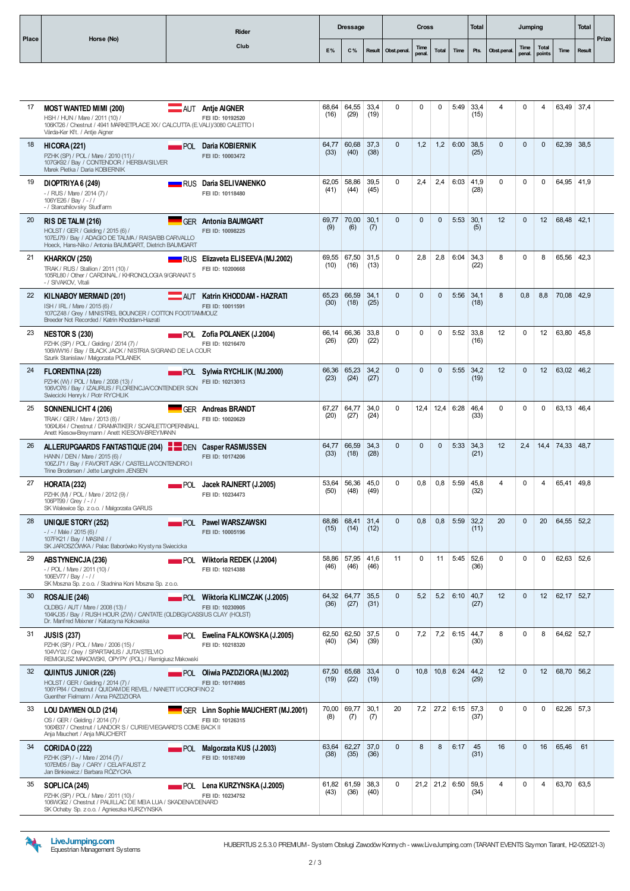| Place | Horse (No) | Rider / Club | Dressage E% | Dressage C% | Dressage Result | Cross Obst.penal. | Cross Time penal. | Cross Total | Cross Time | Total Pts. | Jumping Obst.penal. | Jumping Time penal. | Jumping Total points | Jumping Time | Total Result | Prize |
|---|---|---|---|---|---|---|---|---|---|---|---|---|---|---|---|---|
| 17 | **MOST WANTED MIMI (200)** HSH / HUN / Mare / 2011 (10) / 106KT26 / Chestnut / 4941 MARKETPLACE XX / CALCUTTA (E.VALI)/3080 CALETTO I Várda-Ker Kft. / Antje Aigner | AUT **Antje AIGNER** FEI ID: 10192520 | 68,64 (16) | 64,55 (29) | 33,4 (19) | 0 | 0 | 0 | 5:49 | 33,4 (15) | 4 | 0 | 4 | 63,49 | 37,4 | |
| 18 | **HICORA (221)** PZHK (SP) / POL / Mare / 2010 (11) / 107GK92 / Bay / CONTENDOR / HERBIA/SILVER Marek Pietka / Daria KOBIERNIK | POL **Daria KOBIERNIK** FEI ID: 10003472 | 64,77 (33) | 60,68 (40) | 37,3 (38) | 0 | 1,2 | 1,2 | 6:00 | 38,5 (25) | 0 | 0 | 0 | 62,39 | 38,5 | |
| 19 | **DIOPTRIYA 6 (249)** - / RUS / Mare / 2014 (7) / 106YE26 / Bay / - / / - / Starozhilovsky Studfarm | RUS **Daria SELIVANENKO** FEI ID: 10118480 | 62,05 (41) | 58,86 (44) | 39,5 (45) | 0 | 2,4 | 2,4 | 6:03 | 41,9 (28) | 0 | 0 | 0 | 64,95 | 41,9 | |
| 20 | **RIS DE TALM (216)** HOLST / GER / Gelding / 2015 (6) / 107EJ79 / Bay / ADAGIO DE TALMA / RAISA/BB CARVALLO Hoeck, Hans-Niko / Antonia BAUMGART, Dietrich BAUMGART | GER **Antonia BAUMGART** FEI ID: 10098225 | 69,77 (9) | 70,00 (6) | 30,1 (7) | 0 | 0 | 0 | 5:53 | 30,1 (5) | 12 | 0 | 12 | 68,48 | 42,1 | |
| 21 | **KHARKOV (250)** TRAK / RUS / Stallion / 2011 (10) / 105RL80 / Other / CARDINAL / KHRONOLOGIA 9/GRANAT 5 - / SIVAKOV, Vitali | RUS **Elizaveta ELISEEVA (MJ.2002)** FEI ID: 10200668 | 69,55 (10) | 67,50 (16) | 31,5 (13) | 0 | 2,8 | 2,8 | 6:04 | 34,3 (22) | 8 | 0 | 8 | 65,56 | 42,3 | |
| 22 | **KILNABOY MERMAID (201)** ISH / IRL / Mare / 2015 (6) / 107CZ48 / Grey / MINISTREL BOUNCER / COTTON FOOT/TAMMOUZ Breeder Not Recorded / Katrin Khoddam-Hazrati | AUT **Katrin KHODDAM - HAZRATI** FEI ID: 10011591 | 65,23 (30) | 66,59 (18) | 34,1 (25) | 0 | 0 | 0 | 5:56 | 34,1 (18) | 8 | 0,8 | 8,8 | 70,08 | 42,9 | |
| 23 | **NESTOR S (230)** PZHK (SP) / POL / Gelding / 2014 (7) / 106WW16 / Bay / BLACK JACK / NISTRIA S/GRAND DE LA COUR Szurik Stanislaw / Malgorzata POLANEK | POL **Zofia POLANEK (J.2004)** FEI ID: 10216470 | 66,14 (26) | 66,36 (20) | 33,8 (22) | 0 | 0 | 0 | 5:52 | 33,8 (16) | 12 | 0 | 12 | 63,80 | 45,8 | |
| 24 | **FLORENTINA (228)** PZHK (W) / POL / Mare / 2008 (13) / 106VO76 / Bay / IZAURUS / FLORENCJA/CONTENDER SON Swiecicki Henryk / Piotr RYCHLIK | POL **Sylwia RYCHLIK (MJ.2000)** FEI ID: 10213013 | 66,36 (23) | 65,23 (24) | 34,2 (27) | 0 | 0 | 0 | 5:55 | 34,2 (19) | 12 | 0 | 12 | 63,02 | 46,2 | |
| 25 | **SONNENLICHT 4 (206)** TRAK / GER / Mare / 2013 (8) / 106XU64 / Chestnut / DRAMATIKER / SCARLETT/OPERNBALL Anett Kiesow-Breymann / Anett KIESOW-BREYMANN | GER **Andreas BRANDT** FEI ID: 10020629 | 67,27 (20) | 64,77 (27) | 34,0 (24) | 0 | 12,4 | 12,4 | 6:28 | 46,4 (33) | 0 | 0 | 0 | 63,13 | 46,4 | |
| 26 | **ALLERUPGAARDS FANTASTIQUE (204)** HANN / DEN / Mare / 2015 (6) / 106ZJ71 / Bay / FAVORIT ASK / CASTELLA/CONTENDRO I Trine Brodersen / Jette Langholm JENSEN | DEN **Casper RASMUSSEN** FEI ID: 10174206 | 64,77 (33) | 66,59 (18) | 34,3 (28) | 0 | 0 | 0 | 5:33 | 34,3 (21) | 12 | 2,4 | 14,4 | 74,33 | 48,7 | |
| 27 | **HORATA (232)** PZHK (M) / POL / Mare / 2012 (9) / 106PT99 / Grey / - / / SK Walewice Sp. z o.o. / Malgorzata GARUS | POL **Jacek RAJNERT (J.2005)** FEI ID: 10234473 | 53,64 (50) | 56,36 (48) | 45,0 (49) | 0 | 0,8 | 0,8 | 5:59 | 45,8 (32) | 4 | 0 | 4 | 65,41 | 49,8 | |
| 28 | **UNIQUE STORY (252)** - / - / Male / 2015 (6) / 107FK21 / Bay / MASINI / / SK JAROSZÓWKA / Palac Baborówko Krystyna Swiecicka | POL **Pawel WARSZAWSKI** FEI ID: 10005196 | 68,86 (15) | 68,41 (14) | 31,4 (12) | 0 | 0,8 | 0,8 | 5:59 | 32,2 (11) | 20 | 0 | 20 | 64,55 | 52,2 | |
| 29 | **ABSTYNENCJA (236)** - / POL / Mare / 2011 (10) / 106EV77 / Bay / - / / SK Moszna Sp. z o.o. / Stadnina Koni Moszna Sp. z o.o. | POL **Wiktoria REDEK (J.2004)** FEI ID: 10214388 | 58,86 (46) | 57,95 (46) | 41,6 (46) | 11 | 0 | 11 | 5:45 | 52,6 (36) | 0 | 0 | 0 | 62,63 | 52,6 | |
| 30 | **ROSALIE (246)** OLDBG / AUT / Mare / 2008 (13) / 104KJ35 / Bay / RUSH HOUR (ZW) / CANTATE (OLDBG)/CASSIUS CLAY (HOLST) Dr. Manfred Meixner / Katarzyna Kokowska | POL **Wiktoria KLIMCZAK (J.2005)** FEI ID: 10230905 | 64,32 (36) | 64,77 (27) | 35,5 (31) | 0 | 5,2 | 5,2 | 6:10 | 40,7 (27) | 12 | 0 | 12 | 62,17 | 52,7 | |
| 31 | **JUSIS (237)** PZHK (SP) / POL / Mare / 2006 (15) / 104VY02 / Grey / SPARTAKUS / JUTA/STELVIO REMIGIUSZ MAKOWSKI, OPYPY (POL) / Remigiusz Makowski | POL **Ewelina FALKOWSKA (J.2005)** FEI ID: 10218320 | 62,50 (40) | 62,50 (34) | 37,5 (39) | 0 | 7,2 | 7,2 | 6:15 | 44,7 (30) | 8 | 0 | 8 | 64,62 | 52,7 | |
| 32 | **QUINTUS JUNIOR (226)** HOLST / GER / Gelding / 2014 (7) / 106YP84 / Chestnut / QUIDAM DE REVEL / NANETT I/COROFINO 2 Guenther Fielmann / Anna PAZDZIORA | POL **Oliwia PAZDZIORA (MJ.2002)** FEI ID: 10174985 | 67,50 (19) | 65,68 (22) | 33,4 (19) | 0 | 10,8 | 10,8 | 6:24 | 44,2 (29) | 12 | 0 | 12 | 68,70 | 56,2 | |
| 33 | **LOU DAYMEN OLD (214)** OS / GER / Gelding / 2014 (7) / 106XB37 / Chestnut / LANDOR S / CURIE/VIEGAARD'S COME BACK II Anja Mauchert / Anja MAUCHERT | GER **Linn Sophie MAUCHERT (MJ.2001)** FEI ID: 10126315 | 70,00 (8) | 69,77 (7) | 30,1 (7) | 20 | 7,2 | 27,2 | 6:15 | 57,3 (37) | 0 | 0 | 0 | 62,26 | 57,3 | |
| 34 | **CORIDA O (222)** PZHK (SP) / - / Mare / 2014 (7) / 107EM05 / Bay / CARY / CELA/FAUST Z Jan Binkiewicz / Barbara RÓŻYCKA | POL **Malgorzata KUS (J.2003)** FEI ID: 10187499 | 63,64 (38) | 62,27 (35) | 37,0 (36) | 0 | 8 | 8 | 6:17 | 45 (31) | 16 | 0 | 16 | 65,46 | 61 | |
| 35 | **SOPLICA (245)** PZHK (SP) / POL / Mare / 2011 (10) / 106WG62 / Chestnut / PAUILLAC DE MEIA LUA / SKADENA/DENARD SK Ochaby Sp. z o.o. / Agnieszka KURZYNSKA | POL **Lena KURZYNSKA (J.2005)** FEI ID: 10234752 | 61,82 (43) | 61,59 (36) | 38,3 (40) | 0 | 21,2 | 21,2 | 6:50 | 59,5 (34) | 4 | 0 | 4 | 63,70 | 63,5 | |

LiveJumping.com Equestrian Management Systems

HUBERTUS 2.5.3.0 PREMIUM - System Obsługi Zawodów Konnych - www.LiveJumping.com (TARANT EVENTS Szymon Tarant, H2-052021-3)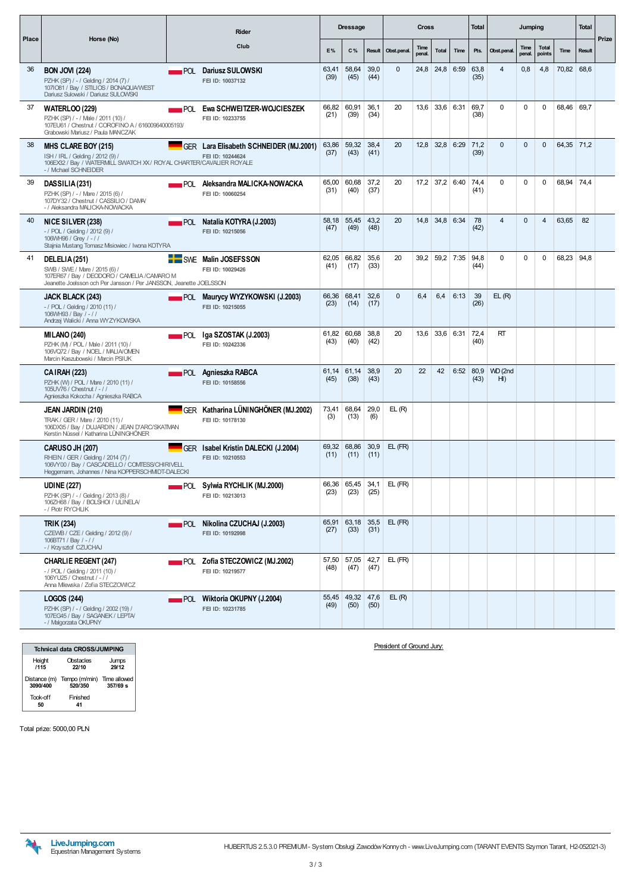| Place | Horse (No) | Rider / Club | Dressage E% | Dressage C% | Dressage Result | Cross Obst.penal. | Cross Time penal. | Cross Total | Cross Time | Total Pts. | Jumping Obst.penal. | Jumping Time penal. | Jumping Total points | Jumping Time | Total Result | Prize |
|---|---|---|---|---|---|---|---|---|---|---|---|---|---|---|---|---|
| 36 | **BON JOVI (224)** PZHK (SP) / - / Gelding / 2014 (7) / 107IO81 / Bay / STILIOS / BONAQUA/WEST Dariusz Sulowski / Dariusz SULOWSKI | POL **Dariusz SULOWSKI** FEI ID: 10037132 | 63,41 (39) | 58,64 (45) | 39,0 (44) | 0 | 24,8 | 24,8 | 6:59 | 63,8 (35) | 4 | 0,8 | 4,8 | 70,82 | 68,6 | |
| 37 | **WATERLOO (229)** PZHK (SP) / - / Male / 2011 (10) / 107EU61 / Chestnut / COROFINO A / 616009640005193/ Grabowski Mariusz / Paula MANCZAK | POL **Ewa SCHWEITZER-WOJCIESZEK** FEI ID: 10233755 | 66,82 (21) | 60,91 (39) | 36,1 (34) | 20 | 13,6 | 33,6 | 6:31 | 69,7 (38) | 0 | 0 | 0 | 68,46 | 69,7 | |
| 38 | **MHS CLARE BOY (215)** ISH / IRL / Gelding / 2012 (9) / 106EX32 / Bay / WATERMILL SWATCH XX / ROYAL CHARTER/CAVALIER ROYALE - / Michael SCHNEIDER | GER **Lara Elisabeth SCHNEIDER (MJ.2001)** FEI ID: 10244624 | 63,86 (37) | 59,32 (43) | 38,4 (41) | 20 | 12,8 | 32,8 | 6:29 | 71,2 (39) | 0 | 0 | 0 | 64,35 | 71,2 | |
| 39 | **DASSILIA (231)** PZHK (SP) / - / Mare / 2015 (6) / 107DY32 / Chestnut / CASSILIO / DAMA/ - / Aleksandra MALICKA-NOWACKA | POL **Aleksandra MALICKA-NOWACKA** FEI ID: 10060254 | 65,00 (31) | 60,68 (40) | 37,2 (37) | 20 | 17,2 | 37,2 | 6:40 | 74,4 (41) | 0 | 0 | 0 | 68,94 | 74,4 | |
| 40 | **NICE SILVER (238)** - / POL / Gelding / 2012 (9) / 106WH96 / Grey / - / / Stajnia Mustang Tomasz Misiowiec / Iwona KOTYRA | POL **Natalia KOTYRA (J.2003)** FEI ID: 10215056 | 58,18 (47) | 55,45 (49) | 43,2 (48) | 20 | 14,8 | 34,8 | 6:34 | 78 (42) | 4 | 0 | 4 | 63,65 | 82 | |
| 41 | **DELELIA (251)** SWB / SWE / Mare / 2015 (6) / 107ER67 / Bay / DEODORO / CAMELIA /CAMARO M Jeanette Joelsson och Per Jansson / Per JANSSON, Jeanette JOELSSON | SWE **Malin JOSEFSSON** FEI ID: 10029426 | 62,05 (41) | 66,82 (17) | 35,6 (33) | 20 | 39,2 | 59,2 | 7:35 | 94,8 (44) | 0 | 0 | 0 | 68,23 | 94,8 | |
| | **JACK BLACK (243)** - / POL / Gelding / 2010 (11) / 106WH93 / Bay / - / / Andrzej Walicki / Anna WYZYKOWSKA | POL **Maurycy WYZYKOWSKI (J.2003)** FEI ID: 10215055 | 66,36 (23) | 68,41 (14) | 32,6 (17) | 0 | 6,4 | 6,4 | 6:13 | 39 (26) | EL (R) | | | | | |
| | **MILANO (240)** PZHK (M) / POL / Male / 2011 (10) / 106VQ72 / Bay / NOEL / MALIA/OMEN Marcin Kaszubowski / Marcin PSIUK | POL **Iga SZOSTAK (J.2003)** FEI ID: 10242336 | 61,82 (43) | 60,68 (40) | 38,8 (42) | 20 | 13,6 | 33,6 | 6:31 | 72,4 (40) | RT | | | | | |
| | **CAIRAH (223)** PZHK (W) / POL / Mare / 2010 (11) / 105UV76 / Chestnut / - / / Agnieszka Kokocha / Agnieszka RABCA | POL **Agnieszka RABCA** FEI ID: 10158556 | 61,14 (45) | 61,14 (38) | 38,9 (43) | 20 | 22 | 42 | 6:52 | 80,9 (43) | WD (2nd HI) | | | | | |
| | **JEAN JARDIN (210)** TRAK / GER / Mare / 2010 (11) / 106DX35 / Bay / DUJARDIN / JEAN D'ARC/SKATMAN Kerstin Nüssel / Katharina LÜNINGHÖNER | GER **Katharina LÜNINGHÖNER (MJ.2002)** FEI ID: 10178130 | 73,41 (3) | 68,64 (13) | 29,0 (6) | EL (R) | | | | | | | | | | |
| | **CARUSO JH (207)** RHEIN / GER / Gelding / 2014 (7) / 106VY00 / Bay / CASCADELLO / COMTESS/CHIRIVELL Heggemann, Johannes / Nina KOPPERSCHMIDT-DALECKI | GER **Isabel Kristin DALECKI (J.2004)** FEI ID: 10210553 | 69,32 (11) | 68,86 (11) | 30,9 (11) | EL (FR) | | | | | | | | | | |
| | **UDINE (227)** PZHK (SP) / - / Gelding / 2013 (8) / 106ZH68 / Bay / BOLSHOI / ULINELA/ - / Piotr RYCHLIK | POL **Sylwia RYCHLIK (MJ.2000)** FEI ID: 10213013 | 66,36 (23) | 65,45 (23) | 34,1 (25) | EL (FR) | | | | | | | | | | |
| | **TRIK (234)** CZEWB / CZE / Gelding / 2012 (9) / 106BT71 / Bay / - / / - / Krzysztof CZUCHAJ | POL **Nikolina CZUCHAJ (J.2003)** FEI ID: 10192998 | 65,91 (27) | 63,18 (33) | 35,5 (31) | EL (FR) | | | | | | | | | | |
| | **CHARLIE REGENT (247)** - / POL / Gelding / 2011 (10) / 106YU25 / Chestnut / - / / Anna Mlewska / Zofia STECZOWICZ | POL **Zofia STECZOWICZ (MJ.2002)** FEI ID: 10219577 | 57,50 (48) | 57,05 (47) | 42,7 (47) | EL (FR) | | | | | | | | | | |
| | **LOGOS (244)** PZHK (SP) / - / Gelding / 2002 (19) / 107EG45 / Bay / SAGANEK / LEPTA/ - / Malgorzata OKUPNY | POL **Wiktoria OKUPNY (J.2004)** FEI ID: 10231785 | 55,45 (49) | 49,32 (50) | 47,6 (50) | EL (R) | | | | | | | | | | |

| Tchnical data CROSS/JUMPING | | |
|---|---|---|
| Height /115 | Obstacles 22/10 | Jumps 29/12 |
| Distance (m) 3090/400 | Tempo (m/min) 520/350 | Time allowed 357/69 s |
| Took-off 50 | Finished 41 | |

President of Ground Jury:

Total prize: 5000,00 PLN

LiveJumping.com Equestrian Management Systems

HUBERTUS 2.5.3.0 PREMIUM - System Obsługi Zawodów Konnych - www.LiveJumping.com (TARANT EVENTS Szymon Tarant, H2-052021-3)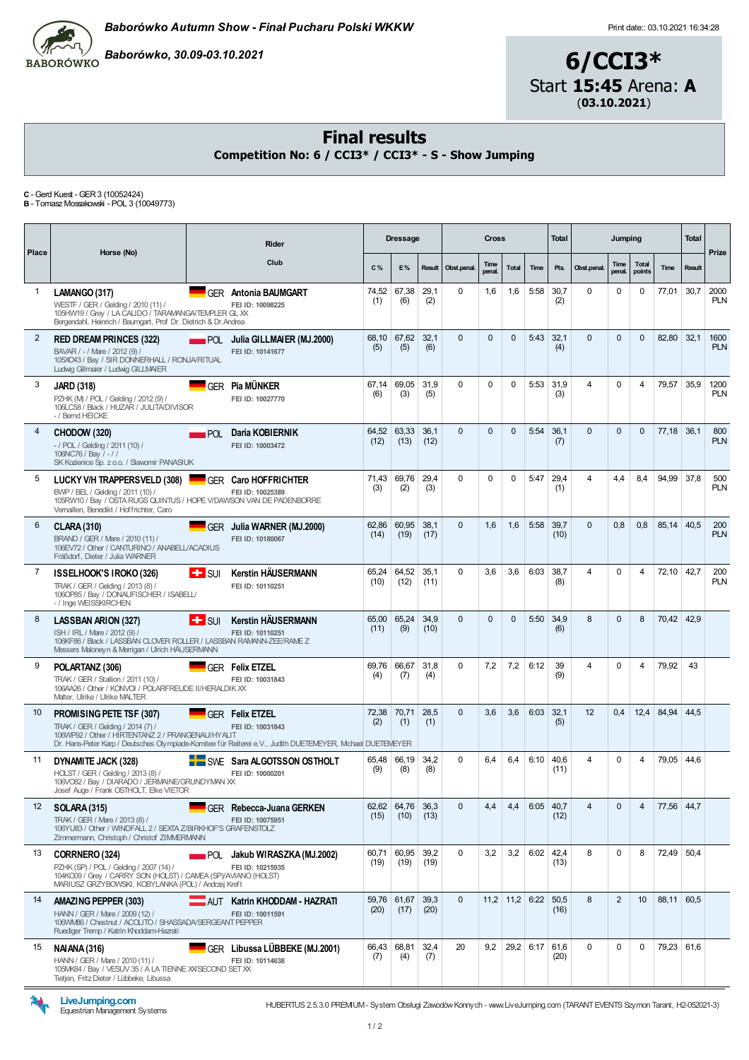**Baborówko Autumn Show - Finał Pucharu Polski WKKW**

**Baborówko, 30.09-03.10.2021**

Print date:: 03.10.2021 16:34:28

# 6/CCI3*

Start **15:45** Arena: **A**

(**03.10.2021**)

## Final results

**Competition No: 6 / CCI3* / CCI3* - S - Show Jumping**

**C** - Gerd Kuest - GER 3 (10052424)
**B** - Tomasz Mossakowski - POL 3 (10049773)

| Place | Horse (No) | Rider / Club | Dressage C % | Dressage E % | Dressage Result | Cross Obst.penal. | Cross Time penal. | Cross Total | Cross Time | Total Pts. | Jumping Obst.penal. | Jumping Time penal. | Jumping Total points | Jumping Time | Total Result | Prize |
|---|---|---|---|---|---|---|---|---|---|---|---|---|---|---|---|---|
| 1 | **LAMANGO (317)** WESTF / GER / Gelding / 2010 (11) / 105HW19 / Grey / LA CALIDO / TARAMANGA/TEMPLER GL XX Bergendahl, Heinrich / Baumgart, Prof Dr. Dietrich & Dr.Andrea | GER **Antonia BAUMGART** FEI ID: 10098225 | 74,52 (1) | 67,38 (6) | 29,1 (2) | 0 | 1,6 | 1,6 | 5:58 | 30,7 (2) | 0 | 0 | 0 | 77,01 | 30,7 | 2000 PLN |
| 2 | **RED DREAM PRINCES (322)** BAVAR / - / Mare / 2012 (9) / 105XO43 / Bay / SIR DONNERHALL / RONJA/RITUAL Ludwig Gillmaier / Ludwig GILLMAIER | POL **Julia GILLMAIER (MJ.2000)** FEI ID: 10141677 | 68,10 (5) | 67,62 (5) | 32,1 (6) | 0 | 0 | 0 | 5:43 | 32,1 (4) | 0 | 0 | 0 | 82,80 | 32,1 | 1600 PLN |
| 3 | **JARD (318)** PZHK (M) / POL / Gelding / 2012 (9) / 106LC58 / Black / HUZAR / JULITA/DIVISOR - / Bernd HEICKE | GER **Pia MÜNKER** FEI ID: 10027770 | 67,14 (6) | 69,05 (3) | 31,9 (5) | 0 | 0 | 0 | 5:53 | 31,9 (3) | 4 | 0 | 4 | 79,57 | 35,9 | 1200 PLN |
| 4 | **CHODOW (320)** - / POL / Gelding / 2011 (10) / 106NC76 / Bay / - / / SK Kozienice Sp. z o.o. / Slawomir PANASIUK | POL **Daria KOBIERNIK** FEI ID: 10003472 | 64,52 (12) | 63,33 (13) | 36,1 (12) | 0 | 0 | 0 | 5:54 | 36,1 (7) | 0 | 0 | 0 | 77,18 | 36,1 | 800 PLN |
| 5 | **LUCKY V/H TRAPPERSVELD (308)** BWP / BEL / Gelding / 2011 (10) / 105RW10 / Bay / OSTA RUGS QUINTUS / HOPE V/DAWSON VAN DE PADENBORRE Vernaillen, Benedikt / Hoffrichter, Caro | GER **Caro HOFFRICHTER** FEI ID: 10025389 | 71,43 (3) | 69,76 (2) | 29,4 (3) | 0 | 0 | 0 | 5:47 | 29,4 (1) | 4 | 4,4 | 8,4 | 94,99 | 37,8 | 500 PLN |
| 6 | **CLARA (310)** BRAND / GER / Mare / 2010 (11) / 106EV72 / Other / CANTURINO / ANABELL/ACADIUS Fräßdorf, Dieter / Julia WARNER | GER **Julia WARNER (MJ.2000)** FEI ID: 10180067 | 62,86 (14) | 60,95 (19) | 38,1 (17) | 0 | 1,6 | 1,6 | 5:58 | 39,7 (10) | 0 | 0,8 | 0,8 | 85,14 | 40,5 | 200 PLN |
| 7 | **ISSELHOOK'S IROKO (326)** TRAK / GER / Gelding / 2013 (8) / 106OP85 / Bay / DONAUFISCHER / ISABELL/ - / Inge WEISSKIRCHEN | SUI **Kerstin HÄUSERMANN** FEI ID: 10110251 | 65,24 (10) | 64,52 (12) | 35,1 (11) | 0 | 3,6 | 3,6 | 6:03 | 38,7 (8) | 4 | 0 | 4 | 72,10 | 42,7 | 200 PLN |
| 8 | **LASSBAN ARION (327)** ISH / IRL / Mare / 2012 (9) / 106KF86 / Black / LASSBAN CLOVER ROLLER / LASSBAN RAMANN-ZEE/RAME Z Messers Maloneyn & Merrigan / Ulrich HÄUSERMANN | SUI **Kerstin HÄUSERMANN** FEI ID: 10110251 | 65,00 (11) | 65,24 (9) | 34,9 (10) | 0 | 0 | 0 | 5:50 | 34,9 (6) | 8 | 0 | 8 | 70,42 | 42,9 | |
| 9 | **POLARTANZ (306)** TRAK / GER / Stallion / 2011 (10) / 106AA26 / Other / KONVOI / POLARFREUDE II/HERALDIK XX Malter, Ulrike / Ulrike MALTER | GER **Felix ETZEL** FEI ID: 10031843 | 69,76 (4) | 66,67 (7) | 31,8 (4) | 0 | 7,2 | 7,2 | 6:12 | 39 (9) | 4 | 0 | 4 | 79,92 | 43 | |
| 10 | **PROMISING PETE TSF (307)** TRAK / GER / Gelding / 2014 (7) / 106WP92 / Other / HIRTENTANZ 2 / PRANGENAU/HYALIT Dr. Hans-Peter Karp / Deutsches Olympiade-Komitee für Reiterei e.V., Judith DUETEMEYER, Michael DUETEMEYER | GER **Felix ETZEL** FEI ID: 10031843 | 72,38 (2) | 70,71 (1) | 28,5 (1) | 0 | 3,6 | 3,6 | 6:03 | 32,1 (5) | 12 | 0,4 | 12,4 | 84,94 | 44,5 | |
| 11 | **DYNAMITE JACK (328)** HOLST / GER / Gelding / 2013 (8) / 106VO82 / Bay / DIARADO / JERMAINE/GRUNDYMAN XX Josef Auge / Frank OSTHOLT, Elke VIETOR | SWE **Sara ALGOTSSON OSTHOLT** FEI ID: 10000201 | 65,48 (9) | 66,19 (8) | 34,2 (8) | 0 | 6,4 | 6,4 | 6:10 | 40,6 (11) | 4 | 0 | 4 | 79,05 | 44,6 | |
| 12 | **SOLARA (315)** TRAK / GER / Mare / 2013 (8) / 106YU83 / Other / WINDFALL 2 / SEXTA Z/BIRKHOF'S GRAFENSTOLZ Zimmermann, Christoph / Christof ZIMMERMANN | GER **Rebecca-Juana GERKEN** FEI ID: 10075951 | 62,62 (15) | 64,76 (10) | 36,3 (13) | 0 | 4,4 | 4,4 | 6:05 | 40,7 (12) | 4 | 0 | 4 | 77,56 | 44,7 | |
| 13 | **CORRNERO (324)** PZHK (SP) / POL / Gelding / 2007 (14) / 104KO09 / Grey / CARRY SON (HOLST) / CAMEA (SP)/AVIANO (HOLST) MARIUSZ GRZYBOWSKI, KOBYLANKA (POL) / Andrzej Kreft | POL **Jakub WIRASZKA (MJ.2002)** FEI ID: 10215935 | 60,71 (19) | 60,95 (19) | 39,2 (19) | 0 | 3,2 | 3,2 | 6:02 | 42,4 (13) | 8 | 0 | 8 | 72,49 | 50,4 | |
| 14 | **AMAZING PEPPER (303)** HANN / GER / Mare / 2009 (12) / 106WM86 / Chestnut / ACOLITO / SHASSADA/SERGEANT PEPPER Ruediger Tremp / Katrin Khoddam-Hazrati | AUT **Katrin KHODDAM - HAZRATI** FEI ID: 10011591 | 59,76 (20) | 61,67 (17) | 39,3 (20) | 0 | 11,2 | 11,2 | 6:22 | 50,5 (16) | 8 | 2 | 10 | 88,11 | 60,5 | |
| 15 | **NAIANA (316)** HANN / GER / Mare / 2010 (11) / 105MK84 / Bay / VESUV 35 / A LA TIENNE XX/SECOND SET XX Tietjen, Fritz Dieter / Lübbeke, Libussa | GER **Libussa LÜBBEKE (MJ.2001)** FEI ID: 10114638 | 66,43 (7) | 68,81 (4) | 32,4 (7) | 20 | 9,2 | 29,2 | 6:17 | 61,6 (20) | 0 | 0 | 0 | 79,23 | 61,6 | |

LiveJumping.com Equestrian Management Systems

HUBERTUS 2.5.3.0 PREMIUM - System Obsługi Zawodów Konnych - www.LiveJumping.com (TARANT EVENTS Szymon Tarant, H2-052021-3)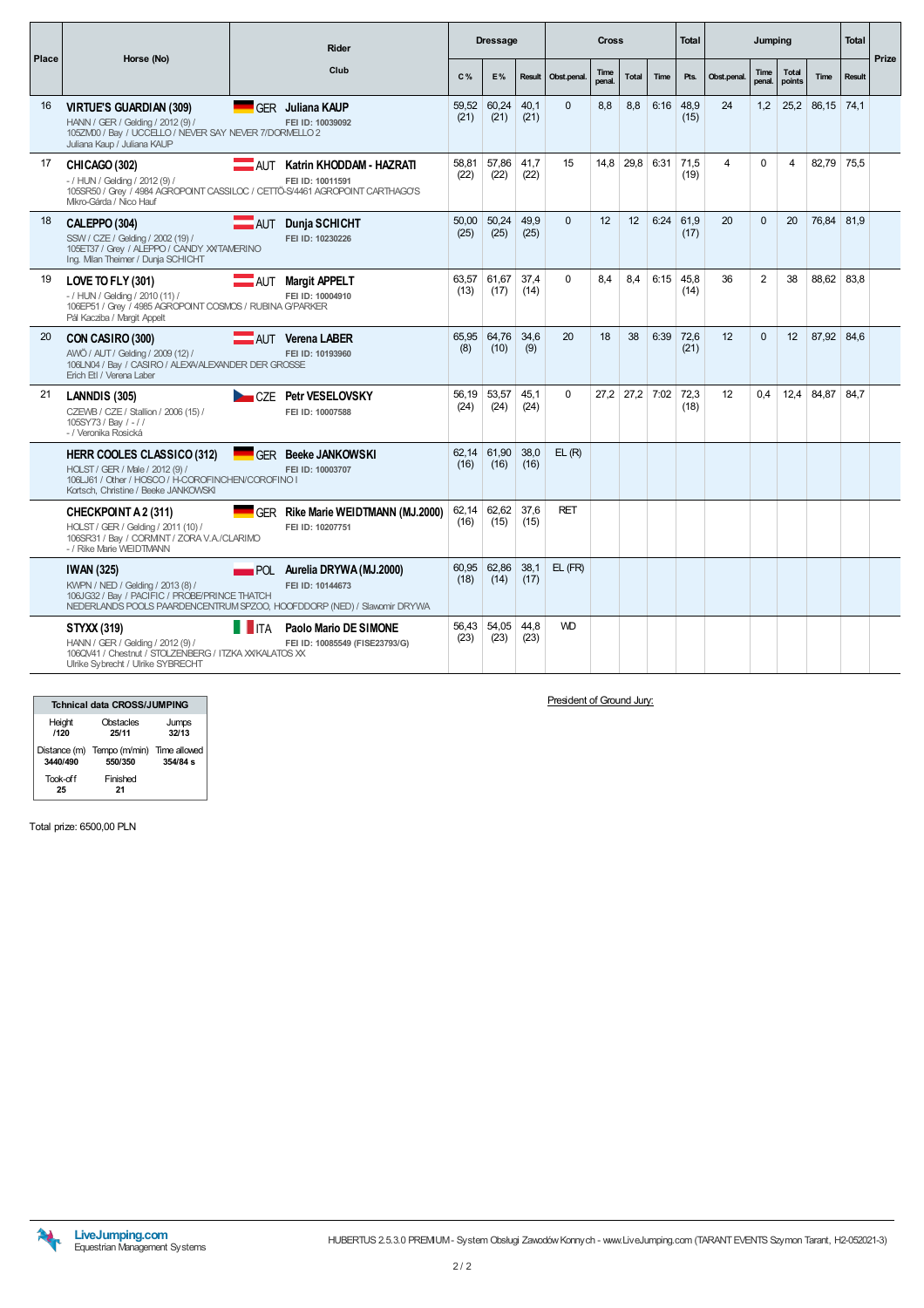| Place | Horse (No) | Rider / Club | Dressage | | | Cross | | | | Total | Jumping | | | | Total | Prize |
|---|---|---|---|---|---|---|---|---|---|---|---|---|---|---|---|---|
| | | | C % | E % | Result | Obst.penal. | Time penal. | Total | Time | Pts. | Obst.penal. | Time penal. | Total points | Time | Result | |
| 16 | **VIRTUE'S GUARDIAN (309)**<br>HANN / GER / Gelding / 2012 (9) /<br>105ZM00 / Bay / UCCELLO / NEVER SAY NEVER 7/DORMELLO 2<br>Juliana Kaup / Juliana KAUP | GER **Juliana KAUP**<br>FEI ID: 10039092 | 59,52 (21) | 60,24 (21) | 40,1 (21) | 0 | 8,8 | 8,8 | 6:16 | 48,9 (15) | 24 | 1,2 | 25,2 | 86,15 | 74,1 | |
| 17 | **CHICAGO (302)**<br>- / HUN / Gelding / 2012 (9) /<br>105SR50 / Grey / 4984 AGROPOINT CASSILOC / CETTÓ-S/4461 AGROPOINT CARTHAGO'S<br>Mikro-Gárda / Nico Hauf | AUT **Katrin KHODDAM - HAZRATI**<br>FEI ID: 10011591 | 58,81 (22) | 57,86 (22) | 41,7 (22) | 15 | 14,8 | 29,8 | 6:31 | 71,5 (19) | 4 | 0 | 4 | 82,79 | 75,5 | |
| 18 | **CALEPPO (304)**<br>SSW / CZE / Gelding / 2002 (19) /<br>105ET37 / Grey / ALEPPO / CANDY XX/TAMERINO<br>Ing. Milan Theimer / Dunja SCHICHT | AUT **Dunja SCHICHT**<br>FEI ID: 10230226 | 50,00 (25) | 50,24 (25) | 49,9 (25) | 0 | 12 | 12 | 6:24 | 61,9 (17) | 20 | 0 | 20 | 76,84 | 81,9 | |
| 19 | **LOVE TO FLY (301)**<br>- / HUN / Gelding / 2010 (11) /<br>106EP51 / Grey / 4985 AGROPOINT COSMOS / RUBINA G/PARKER<br>Pál Kaczba / Margit Appelt | AUT **Margit APPELT**<br>FEI ID: 10004910 | 63,57 (13) | 61,67 (17) | 37,4 (14) | 0 | 8,4 | 8,4 | 6:15 | 45,8 (14) | 36 | 2 | 38 | 88,62 | 83,8 | |
| 20 | **CON CASIRO (300)**<br>AWÖ / AUT / Gelding / 2009 (12) /<br>106LN04 / Bay / CASIRO / ALEXA/ALEXANDER DER GROSSE<br>Erich Etl / Verena Laber | AUT **Verena LABER**<br>FEI ID: 10193960 | 65,95 (8) | 64,76 (10) | 34,6 (9) | 20 | 18 | 38 | 6:39 | 72,6 (21) | 12 | 0 | 12 | 87,92 | 84,6 | |
| 21 | **LANNDIS (305)**<br>CZEWB / CZE / Stallion / 2006 (15) /<br>105SY73 / Bay / - / /<br>- / Veronika Rosická | CZE **Petr VESELOVSKY**<br>FEI ID: 10007588 | 56,19 (24) | 53,57 (24) | 45,1 (24) | 0 | 27,2 | 27,2 | 7:02 | 72,3 (18) | 12 | 0,4 | 12,4 | 84,87 | 84,7 | |
| | **HERR COOLES CLASSICO (312)**<br>HOLST / GER / Male / 2012 (9) /<br>106LJ61 / Other / HOSCO / H-COROFINCHEN/COROFINO I<br>Kortsch, Christine / Beeke JANKOWSKI | GER **Beeke JANKOWSKI**<br>FEI ID: 10003707 | 62,14 (16) | 61,90 (16) | 38,0 (16) | EL (R) | | | | | | | | | | |
| | **CHECKPOINT A 2 (311)**<br>HOLST / GER / Gelding / 2011 (10) /<br>106SR31 / Bay / CORMINT / ZORA V.A./CLARIMO<br>- / Rike Marie WEIDTMANN | GER **Rike Marie WEIDTMANN (MJ.2000)**<br>FEI ID: 10207751 | 62,14 (16) | 62,62 (15) | 37,6 (15) | RET | | | | | | | | | | |
| | **IWAN (325)**<br>KWPN / NED / Gelding / 2013 (8) /<br>106JG32 / Bay / PACIFIC / PROBE/PRINCE THATCH<br>NEDERLANDS POOLS PAARDENCENTRUM SPZOO, HOOFDDORP (NED) / Slawomir DRYWA | POL **Aurelia DRYWA (MJ.2000)**<br>FEI ID: 10144673 | 60,95 (18) | 62,86 (14) | 38,1 (17) | EL (FR) | | | | | | | | | | |
| | **STYXX (319)**<br>HANN / GER / Gelding / 2012 (9) /<br>106QV41 / Chestnut / STOLZENBERG / ITZKA XX/KALATOS XX<br>Ulrike Sybrecht / Ulrike SYBRECHT | ITA **Paolo Mario DE SIMONE**<br>FEI ID: 10085549 (FISE23793/G) | 56,43 (23) | 54,05 (23) | 44,8 (23) | WD | | | | | | | | | | |

| Tchnical data CROSS/JUMPING | | |
|---|---|---|
| Height<br>**/120** | Obstacles<br>**25/11** | Jumps<br>**32/13** |
| Distance (m)<br>**3440/490** | Tempo (m/min)<br>**550/350** | Time allowed<br>**354/84 s** |
| Took-off<br>**25** | Finished<br>**21** | |

President of Ground Jury:

Total prize: 6500,00 PLN

LiveJumping.com
Equestrian Management Systems

HUBERTUS 2.5.3.0 PREMIUM - System Obsługi Zawodów Konnych - www.LiveJumping.com (TARANT EVENTS Szymon Tarant, H2-052021-3)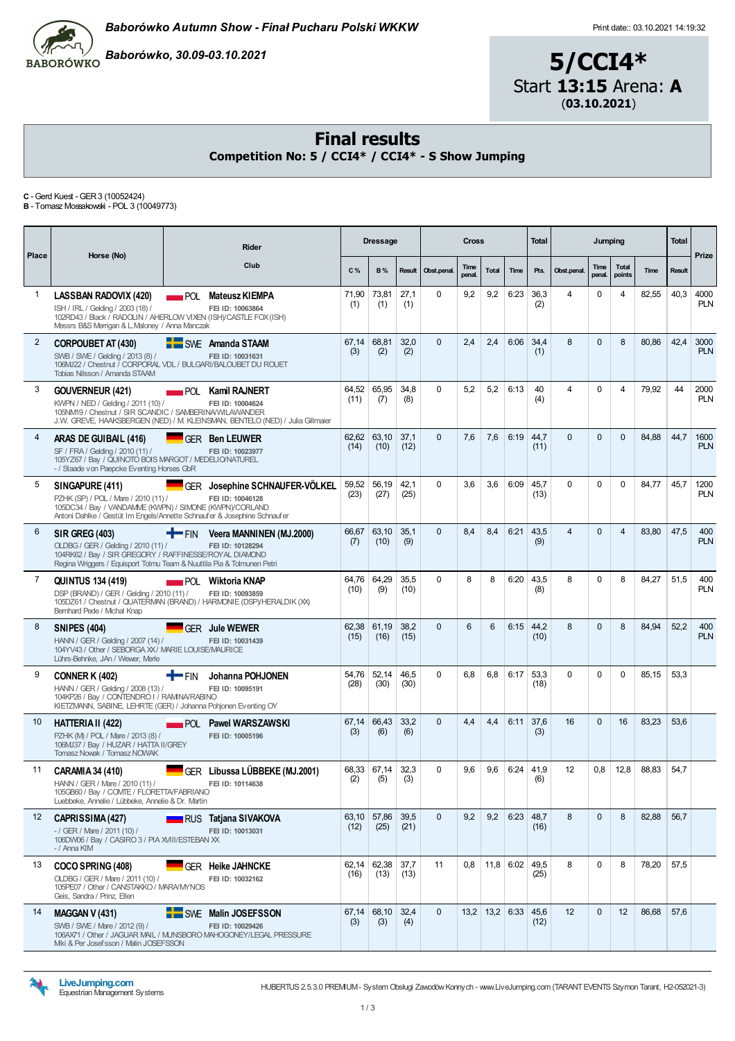*Baborówko Autumn Show - Finał Pucharu Polski WKKW*

*Baborówko, 30.09-03.10.2021*

Print date:: 03.10.2021 14:19:32

# 5/CCI4*

Start **13:15** Arena: **A**

(**03.10.2021**)

## Final results

**Competition No: 5 / CCI4* / CCI4* - S Show Jumping**

**C** - Gerd Kuest - GER 3 (10052424)
**B** - Tomasz Mossakowski - POL 3 (10049773)

| Place | Horse (No) | Rider / Club | Dressage C % | Dressage B % | Dressage Result | Cross Obst.penal. | Cross Time penal. | Cross Total | Cross Time | Total Pts. | Jumping Obst.penal. | Jumping Time penal. | Jumping Total points | Jumping Time | Total Result | Prize |
|---|---|---|---|---|---|---|---|---|---|---|---|---|---|---|---|---|
| 1 | **LASSBAN RADOVIX (420)** ISH / IRL / Gelding / 2003 (18) / 102RD43 / Black / RADOLIN / AHERLOW VIXEN (ISH)/CASTLE FOX (ISH) Messrs B&S Merrigan & L.Maloney / Anna Manczak | POL **Mateusz KIEMPA** FEI ID: 10063864 | 71,90 (1) | 73,81 (1) | 27,1 (1) | 0 | 9,2 | 9,2 | 6:23 | 36,3 (2) | 4 | 0 | 4 | 82,55 | 40,3 | 4000 PLN |
| 2 | **CORPOUBET AT (430)** SWB / SWE / Gelding / 2013 (8) / 106MJ22 / Chestnut / CORPORAL VDL / BULGARI/BALOUBET DU ROUET Tobias Nilsson / Amanda STAAM | SWE **Amanda STAAM** FEI ID: 10031631 | 67,14 (3) | 68,81 (2) | 32,0 (2) | 0 | 2,4 | 2,4 | 6:06 | 34,4 (1) | 8 | 0 | 8 | 80,86 | 42,4 | 3000 PLN |
| 3 | **GOUVERNEUR (421)** KWPN / NED / Gelding / 2011 (10) / 105NM19 / Chestnut / SIR SCANDIC / SAMBERINA/WILAWANDER J.W. GREVE, HAAKSBERGEN (NED) / M. KLEINSMAN, BENTELO (NED) / Julia Gillmaier | POL **Kamil RAJNERT** FEI ID: 10004624 | 64,52 (11) | 65,95 (7) | 34,8 (8) | 0 | 5,2 | 5,2 | 6:13 | 40 (4) | 4 | 0 | 4 | 79,92 | 44 | 2000 PLN |
| 4 | **ARAS DE GUIBAIL (416)** SF / FRA / Gelding / 2010 (11) / 105YZ67 / Bay / QUINOTO BOIS MARGOT / MEDELIO/NATUREL - / Staade von Paepcke Eventing Horses GbR | GER **Ben LEUWER** FEI ID: 10023977 | 62,62 (14) | 63,10 (10) | 37,1 (12) | 0 | 7,6 | 7,6 | 6:19 | 44,7 (11) | 0 | 0 | 0 | 84,88 | 44,7 | 1600 PLN |
| 5 | **SINGAPURE (411)** PZHK (SP) / POL / Mare / 2010 (11) / 105DC34 / Bay / VANDAMME (KWPN) / SIMONE (KWPN)/CORLAND Antoni Dahlke / Gestüt Im Engels/Annette Schnaufer & Josephine Schnaufer | GER **Josephine SCHNAUFER-VÖLKEL** FEI ID: 10046128 | 59,52 (23) | 56,19 (27) | 42,1 (25) | 0 | 3,6 | 3,6 | 6:09 | 45,7 (13) | 0 | 0 | 0 | 84,77 | 45,7 | 1200 PLN |
| 6 | **SIR GREG (403)** OLDBG / GER / Gelding / 2010 (11) / 104RK62 / Bay / SIR GREGORY / RAFFINESSE/ROYAL DIAMOND Regina Wriggers / Equisport Tolmu Team & Nuuttila Pia & Tolmunen Petri | FIN **Veera MANNINEN (MJ.2000)** FEI ID: 10128294 | 66,67 (7) | 63,10 (10) | 35,1 (9) | 0 | 8,4 | 8,4 | 6:21 | 43,5 (9) | 4 | 0 | 4 | 83,80 | 47,5 | 400 PLN |
| 7 | **QUINTUS 134 (419)** DSP (BRAND) / GER / Gelding / 2010 (11) / 105DZ61 / Chestnut / QUATERMAN (BRAND) / HARMONIE (DSP)/HERALDIK (XX) Bernhard Pede / Michal Knap | POL **Wiktoria KNAP** FEI ID: 10093859 | 64,76 (10) | 64,29 (9) | 35,5 (10) | 0 | 8 | 8 | 6:20 | 43,5 (8) | 8 | 0 | 8 | 84,27 | 51,5 | 400 PLN |
| 8 | **SNIPES (404)** HANN / GER / Gelding / 2007 (14) / 104YV43 / Other / SEBORGA XX / MARIE LOUISE/MAURICE Lührs-Behnke, JAn / Wewer, Merle | GER **Jule WEWER** FEI ID: 10031439 | 62,38 (15) | 61,19 (16) | 38,2 (15) | 0 | 6 | 6 | 6:15 | 44,2 (10) | 8 | 0 | 8 | 84,94 | 52,2 | 400 PLN |
| 9 | **CONNER K (402)** HANN / GER / Gelding / 2008 (13) / 104KP26 / Bay / CONTENDRO I / RAMINA/RABINO KIETZMANN, SABINE, LEHRTE (GER) / Johanna Pohjonen Eventing OY | FIN **Johanna POHJONEN** FEI ID: 10095191 | 54,76 (28) | 52,14 (30) | 46,5 (30) | 0 | 6,8 | 6,8 | 6:17 | 53,3 (18) | 0 | 0 | 0 | 85,15 | 53,3 | |
| 10 | **HATTERIA II (422)** PZHK (M) / POL / Mare / 2013 (8) / 106MJ37 / Bay / HUZAR / HATTA II/GREY Tomasz Nowak / Tomasz NOWAK | POL **Pawel WARSZAWSKI** FEI ID: 10005196 | 67,14 (3) | 66,43 (6) | 33,2 (6) | 0 | 4,4 | 4,4 | 6:11 | 37,6 (3) | 16 | 0 | 16 | 83,23 | 53,6 | |
| 11 | **CARAMIA 34 (410)** HANN / GER / Mare / 2010 (11) / 105GB60 / Bay / COMTE / FLORETTA/FABRIANO Luebbeke, Annelie / Lübbeke, Annelie & Dr. Martin | GER **Libussa LÜBBEKE (MJ.2001)** FEI ID: 10114638 | 68,33 (2) | 67,14 (5) | 32,3 (3) | 0 | 9,6 | 9,6 | 6:24 | 41,9 (6) | 12 | 0,8 | 12,8 | 88,83 | 54,7 | |
| 12 | **CAPRISSIMA (427)** - / GER / Mare / 2011 (10) / 106DW06 / Bay / CASIRO 3 / PIA XVIII/ESTEBAN XX - / Anna KIM | RUS **Tatjana SIVAKOVA** FEI ID: 10013031 | 63,10 (12) | 57,86 (25) | 39,5 (21) | 0 | 9,2 | 9,2 | 6:23 | 48,7 (16) | 8 | 0 | 8 | 82,88 | 56,7 | |
| 13 | **COCO SPRING (408)** OLDBG / GER / Mare / 2011 (10) / 105PE07 / Other / CANSTAKKO / MARA/MYNOS Geis, Sandra / Prinz, Ellen | GER **Heike JAHNCKE** FEI ID: 10032162 | 62,14 (16) | 62,38 (13) | 37,7 (13) | 11 | 0,8 | 11,8 | 6:02 | 49,5 (25) | 8 | 0 | 8 | 78,20 | 57,5 | |
| 14 | **MAGGAN V (431)** SWB / SWE / Mare / 2012 (9) / 106AX71 / Other / JAGUAR MAIL / MUNSBORO MAHOGONEY/LEGAL PRESSURE Miki & Per Josefsson / Malin JOSEFSSON | SWE **Malin JOSEFSSON** FEI ID: 10029426 | 67,14 (3) | 68,10 (3) | 32,4 (4) | 0 | 13,2 | 13,2 | 6:33 | 45,6 (12) | 12 | 0 | 12 | 86,68 | 57,6 | |

LiveJumping.com Equestrian Management Systems

HUBERTUS 2.5.3.0 PREMIUM - System Obsługi Zawodów Konnych - www.LiveJumping.com (TARANT EVENTS Szymon Tarant, H2-052021-3)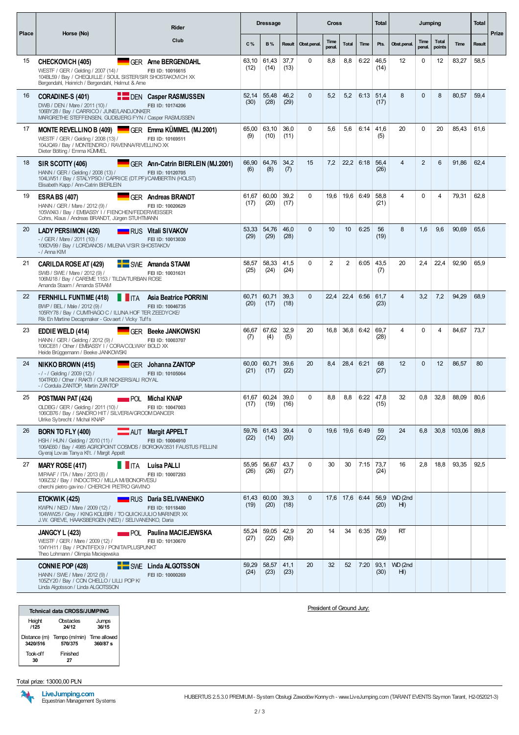| Place | Horse (No) | Rider / Club | Dressage | | | Cross | | | | Total | Jumping | | | | Total | Prize |
|---|---|---|---|---|---|---|---|---|---|---|---|---|---|---|---|---|
| | | | C % | B % | Result | Obst.penal. | Time penal. | Total | Time | Pts. | Obst.penal. | Time penal. | Total points | Time | Result | |
| 15 | **CHECKOVICH (405)** WESTF / GER / Gelding / 2007 (14) / 104BL59 / Bay / CHEQUILLE / SOUL SISTER/SIR SHOSTAKOVICH XX Bergendahl, Heinrich / Bergendahl, Helmut & Arne | GER **Arne BERGENDAHL** FEI ID: 10016615 | 63,10 (12) | 61,43 (14) | 37,7 (13) | 0 | 8,8 | 8,8 | 6:22 | 46,5 (14) | 12 | 0 | 12 | 83,27 | 58,5 | |
| 16 | **CORADINE-S (401)** DWB / DEN / Mare / 2011 (10) / 106BY28 / Bay / CARRICO / JUNE/LANDJONKER MARGRETHE STEFFENSEN, GUDBJERG FYN / Casper RASMUSSEN | DEN **Casper RASMUSSEN** FEI ID: 10174206 | 52,14 (30) | 55,48 (28) | 46,2 (29) | 0 | 5,2 | 5,2 | 6:13 | 51,4 (17) | 8 | 0 | 8 | 80,57 | 59,4 | |
| 17 | **MONTE REVELLINO B (409)** WESTF / GER / Gelding / 2008 (13) / 104JQ49 / Bay / MONTENDRO / RAVENNA/RIVELLINO XX Dieter Bölting / Emma KÜMMEL | GER **Emma KÜMMEL (MJ.2001)** FEI ID: 10169511 | 65,00 (9) | 63,10 (10) | 36,0 (11) | 0 | 5,6 | 5,6 | 6:14 | 41,6 (5) | 20 | 0 | 20 | 85,43 | 61,6 | |
| 18 | **SIR SCOTTY (406)** HANN / GER / Gelding / 2008 (13) / 104LW51 / Bay / STALYPSO / CAPRICE (DT.PF)/CAMBERTIN (HOLST) Elisabeth Kapp / Ann-Catrin BIERLEIN | GER **Ann-Catrin BIERLEIN (MJ.2001)** FEI ID: 10120705 | 66,90 (6) | 64,76 (8) | 34,2 (7) | 15 | 7,2 | 22,2 | 6:18 | 56,4 (26) | 4 | 2 | 6 | 91,86 | 62,4 | |
| 19 | **ESRA BS (407)** HANN / GER / Mare / 2012 (9) / 105WX43 / Bay / EMBASSY I / FIENCHEN/FEDERWEISSER Cohrs, Klaus / Andreas BRANDT, Jürgen STUHTMANN | GER **Andreas BRANDT** FEI ID: 10020629 | 61,67 (17) | 60,00 (20) | 39,2 (17) | 0 | 19,6 | 19,6 | 6:49 | 58,8 (21) | 4 | 0 | 4 | 79,31 | 62,8 | |
| 20 | **LADY PERSIMON (426)** - / GER / Mare / 2011 (10) / 106DV99 / Bay / LORDANOS / MILENA V/SIR SHOSTAKOV - / Anna KIM | RUS **Vitali SIVAKOV** FEI ID: 10013030 | 53,33 (29) | 54,76 (29) | 46,0 (28) | 0 | 10 | 10 | 6:25 | 56 (19) | 8 | 1,6 | 9,6 | 90,69 | 65,6 | |
| 21 | **CARILDA ROSE AT (429)** SWB / SWE / Mare / 2012 (9) / 106MJ18 / Bay / CAREME 1153 / TILDA/TURBAN ROSE Amanda Staam / Amanda STAAM | SWE **Amanda STAAM** FEI ID: 10031631 | 58,57 (25) | 58,33 (24) | 41,5 (24) | 0 | 2 | 2 | 6:05 | 43,5 (7) | 20 | 2,4 | 22,4 | 92,90 | 65,9 | |
| 22 | **FERNHILL FUNTIME (418)** BWP / BEL / Male / 2012 (9) / 105RY78 / Bay / CUMTHAGO C / ILUNA HOF TER ZEEDYCKE/ Rik En Martine Decapmaker - Govaert / Vicky Tuffs | ITA **Asia Beatrice PORRINI** FEI ID: 10046735 | 60,71 (20) | 60,71 (17) | 39,3 (18) | 0 | 22,4 | 22,4 | 6:56 | 61,7 (23) | 4 | 3,2 | 7,2 | 94,29 | 68,9 | |
| 23 | **EDDIE WELD (414)** HANN / GER / Gelding / 2012 (9) / 106CE81 / Other / EMBASSY I / CORA/COLWAY BOLD XX Heide Brüggemann / Beeke JANKOWSKI | GER **Beeke JANKOWSKI** FEI ID: 10003707 | 66,67 (7) | 67,62 (4) | 32,9 (5) | 20 | 16,8 | 36,8 | 6:42 | 69,7 (28) | 4 | 0 | 4 | 84,67 | 73,7 | |
| 24 | **NIKKO BROWN (415)** - / - / Gelding / 2009 (12) / 104TR00 / Other / RAKTI / OUR NICKERS/ALI ROYAL - / Cordula ZANTOP, Martin ZANTOP | GER **Johanna ZANTOP** FEI ID: 10105064 | 60,00 (21) | 60,71 (17) | 39,6 (22) | 20 | 8,4 | 28,4 | 6:21 | 68 (27) | 12 | 0 | 12 | 86,57 | 80 | |
| 25 | **POSTMAN PAT (424)** OLDBG / GER / Gelding / 2011 (10) / 106CB76 / Bay / SANDRO HIT / SILVERIA/GROOM DANCER Ulrike Sybrecht / Michal KNAP | POL **Michal KNAP** FEI ID: 10047003 | 61,67 (17) | 60,24 (19) | 39,0 (16) | 0 | 8,8 | 8,8 | 6:22 | 47,8 (15) | 32 | 0,8 | 32,8 | 88,09 | 80,6 | |
| 26 | **BORN TO FLY (400)** HSH / HUN / Gelding / 2010 (11) / 106AE60 / Bay / 4985 AGROPOINT COSMOS / BOROKA/3531 FAUSTUS FELLINI Gyeraj Lovas Tanya Kft. / Margit Appelt | AUT **Margit APPELT** FEI ID: 10004910 | 59,76 (22) | 61,43 (14) | 39,4 (20) | 0 | 19,6 | 19,6 | 6:49 | 59 (22) | 24 | 6,8 | 30,8 | 103,06 | 89,8 | |
| 27 | **MARY ROSE (417)** MPAAF / ITA / Mare / 2013 (8) / 106IZ32 / Bay / INDOCTRO / MILLA M/BONORVESU cherchi pietro gavino / CHERCHI PIETRO GAVINO | ITA **Luisa PALLI** FEI ID: 10007293 | 55,95 (26) | 56,67 (26) | 43,7 (27) | 0 | 30 | 30 | 7:15 | 73,7 (24) | 16 | 2,8 | 18,8 | 93,35 | 92,5 | |
| | **ETOKWIK (425)** KWPN / NED / Mare / 2009 (12) / 104WW25 / Grey / KING KOLIBRI / TO QUICK/JULIO MARINER XX J.W. GREVE, HAAKSBERGEN (NED) / SELIVANENKO, Daria | RUS **Daria SELIVANENKO** FEI ID: 10118480 | 61,43 (19) | 60,00 (20) | 39,3 (18) | 0 | 17,6 | 17,6 | 6:44 | 56,9 (20) | WD (2nd HI) | | | | | |
| | **JANGCY L (423)** WESTF / GER / Mare / 2009 (12) / 104YH11 / Bay / PONTIFEX 9 / PONITA/PLUSPUNKT Theo Lohmann / Olimpia Maciejewska | POL **Paulina MACIEJEWSKA** FEI ID: 10130670 | 55,24 (27) | 59,05 (22) | 42,9 (26) | 20 | 14 | 34 | 6:35 | 76,9 (29) | RT | | | | | |
| | **CONNIE POP (428)** HANN / SWE / Mare / 2012 (9) / 105ZY20 / Bay / CON CHELLO / LILLI POP K/ Linda Algotsson / Linda ALGOTSSON | SWE **Linda ALGOTSSON** FEI ID: 10000269 | 59,29 (24) | 58,57 (23) | 41,1 (23) | 20 | 32 | 52 | 7:20 | 93,1 (30) | WD (2nd HI) | | | | | |

| Tchnical data CROSS/JUMPING | | |
|---|---|---|
| Height /125 | Obstacles 24/12 | Jumps 36/15 |
| Distance (m) 3420/516 | Tempo (m/min) 570/375 | Time allowed 360/87 s |
| Took-off 30 | Finished 27 | |

President of Ground Jury:

Total prize: 13000,00 PLN

LiveJumping.com Equestrian Management Systems

HUBERTUS 2.5.3.0 PREMIUM - System Obsługi Zawodów Konnych - www.LiveJumping.com (TARANT EVENTS Szymon Tarant, H2-052021-3)